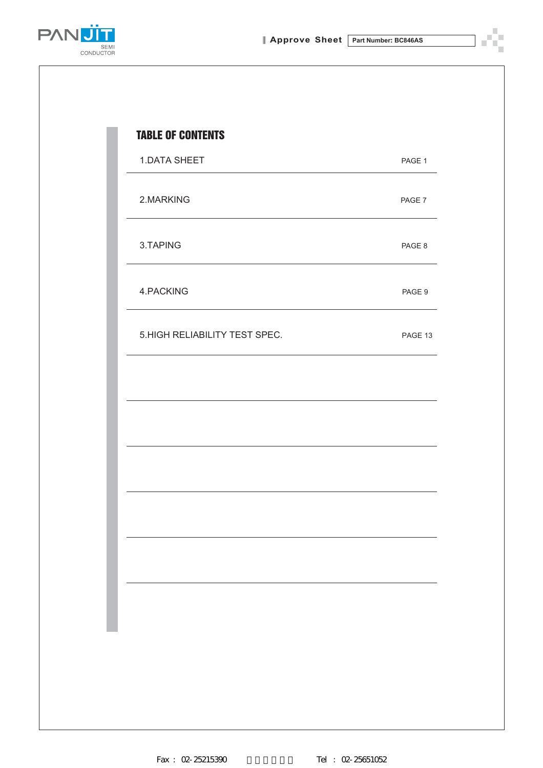# TABLE OF CONTENTS

| Section | Page |
|---|---|
| 1.DATA SHEET | PAGE 1 |
| 2.MARKING | PAGE 7 |
| 3.TAPING | PAGE 8 |
| 4.PACKING | PAGE 9 |
| 5.HIGH RELIABILITY TEST SPEC. | PAGE 13 |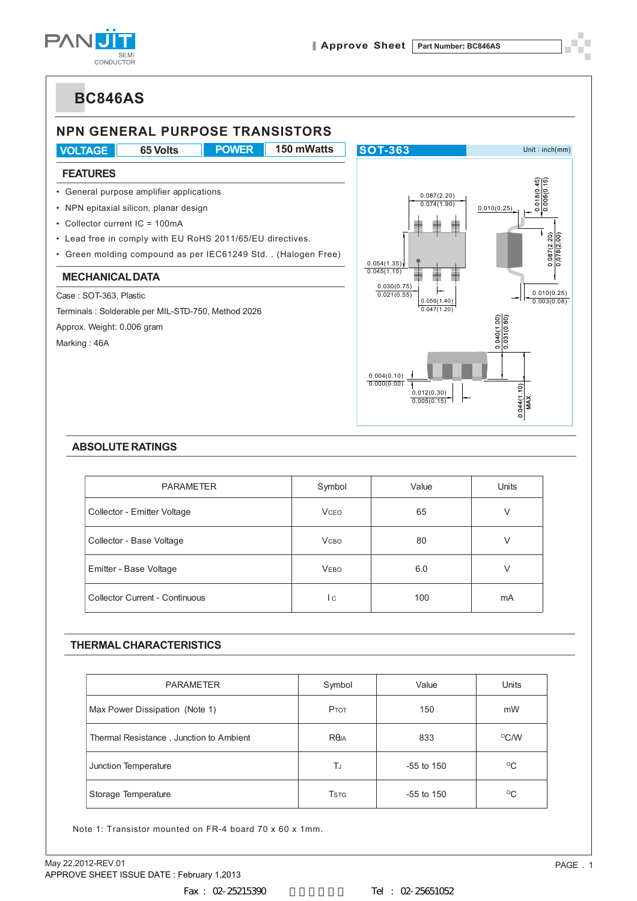# BC846AS

## NPN GENERAL PURPOSE TRANSISTORS

| VOLTAGE | 65 Volts | POWER | 150 mWatts |
|---|---|---|---|

SOT-363 Unit : inch(mm)

### FEATURES

- General purpose amplifier applications
- NPN epitaxial silicon, planar design
- Collector current IC = 100mA
- Lead free in comply with EU RoHS 2011/65/EU directives.
- Green molding compound as per IEC61249 Std. . (Halogen Free)

### MECHANICAL DATA

Case : SOT-363, Plastic

Terminals : Solderable per MIL-STD-750, Method 2026

Approx. Weight: 0.006 gram

Marking : 46A

0.087(2.20) 0.074(1.90) 0.010(0.25) 0.018(0.45) 0.006(0.15) 0.054(1.35) 0.045(1.15) 0.087(2.20) 0.078(2.00) 0.030(0.75) 0.021(0.55) 0.056(1.40) 0.047(1.20) 0.010(0.25) 0.003(0.08) 0.040(1.00) 0.031(0.80) 0.004(0.10) 0.000(0.00) 0.012(0.30) 0.005(0.15) 0.044(1.10) MAX.

## ABSOLUTE RATINGS

| PARAMETER | Symbol | Value | Units |
|---|---|---|---|
| Collector - Emitter Voltage | $V_{CEO}$ | 65 | V |
| Collector - Base Voltage | $V_{CBO}$ | 80 | V |
| Emitter - Base Voltage | $V_{EBO}$ | 6.0 | V |
| Collector Current - Continuous | $I_C$ | 100 | mA |

## THERMAL CHARACTERISTICS

| PARAMETER | Symbol | Value | Units |
|---|---|---|---|
| Max Power Dissipation (Note 1) | $P_{TOT}$ | 150 | mW |
| Thermal Resistance , Junction to Ambient | $R_{\theta JA}$ | 833 | °C/W |
| Junction Temperature | $T_J$ | -55 to 150 | °C |
| Storage Temperature | $T_{STG}$ | -55 to 150 | °C |

Note 1: Transistor mounted on FR-4 board 70 x 60 x 1mm.

May 22,2012-REV.01

APPROVE SHEET ISSUE DATE : February 1,2013

Fax : 02-25215390 Tel : 02-25651052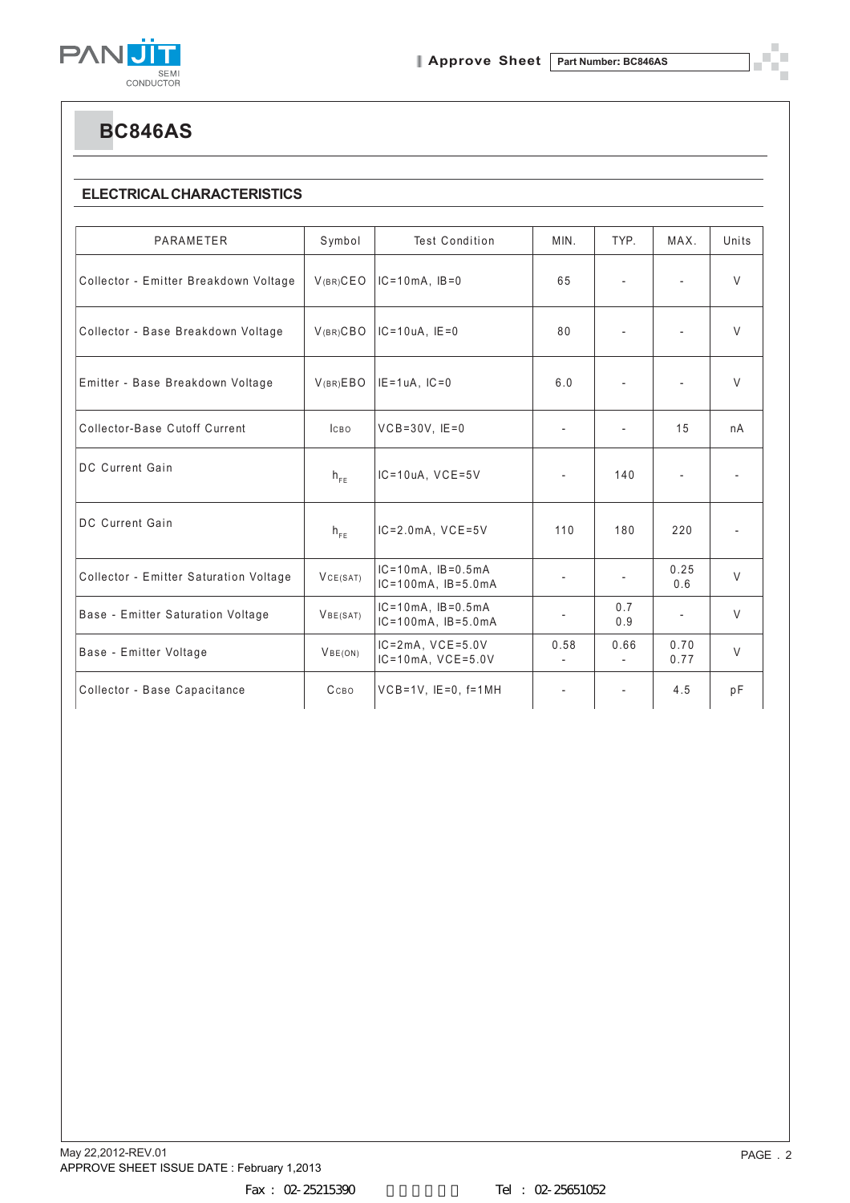# BC846AS

## ELECTRICAL CHARACTERISTICS

| PARAMETER | Symbol | Test Condition | MIN. | TYP. | MAX. | Units |
|---|---|---|---|---|---|---|
| Collector - Emitter Breakdown Voltage | $V_{(BR)CEO}$ | IC=10mA, IB=0 | 65 | - | - | V |
| Collector - Base Breakdown Voltage | $V_{(BR)CBO}$ | IC=10uA, IE=0 | 80 | - | - | V |
| Emitter - Base Breakdown Voltage | $V_{(BR)EBO}$ | IE=1uA, IC=0 | 6.0 | - | - | V |
| Collector-Base Cutoff Current | $I_{CBO}$ | VCB=30V, IE=0 | - | - | 15 | nA |
| DC Current Gain | $h_{FE}$ | IC=10uA, VCE=5V | - | 140 | - | - |
| DC Current Gain | $h_{FE}$ | IC=2.0mA, VCE=5V | 110 | 180 | 220 | - |
| Collector - Emitter Saturation Voltage | $V_{CE(SAT)}$ | IC=10mA, IB=0.5mA<br>IC=100mA, IB=5.0mA | - | - | 0.25<br>0.6 | V |
| Base - Emitter Saturation Voltage | $V_{BE(SAT)}$ | IC=10mA, IB=0.5mA<br>IC=100mA, IB=5.0mA | - | 0.7<br>0.9 | - | V |
| Base - Emitter Voltage | $V_{BE(ON)}$ | IC=2mA, VCE=5.0V<br>IC=10mA, VCE=5.0V | 0.58<br>- | 0.66<br>- | 0.70<br>0.77 | V |
| Collector - Base Capacitance | $C_{CBO}$ | VCB=1V, IE=0, f=1MH | - | - | 4.5 | pF |

May 22,2012-REV.01
APPROVE SHEET ISSUE DATE : February 1,2013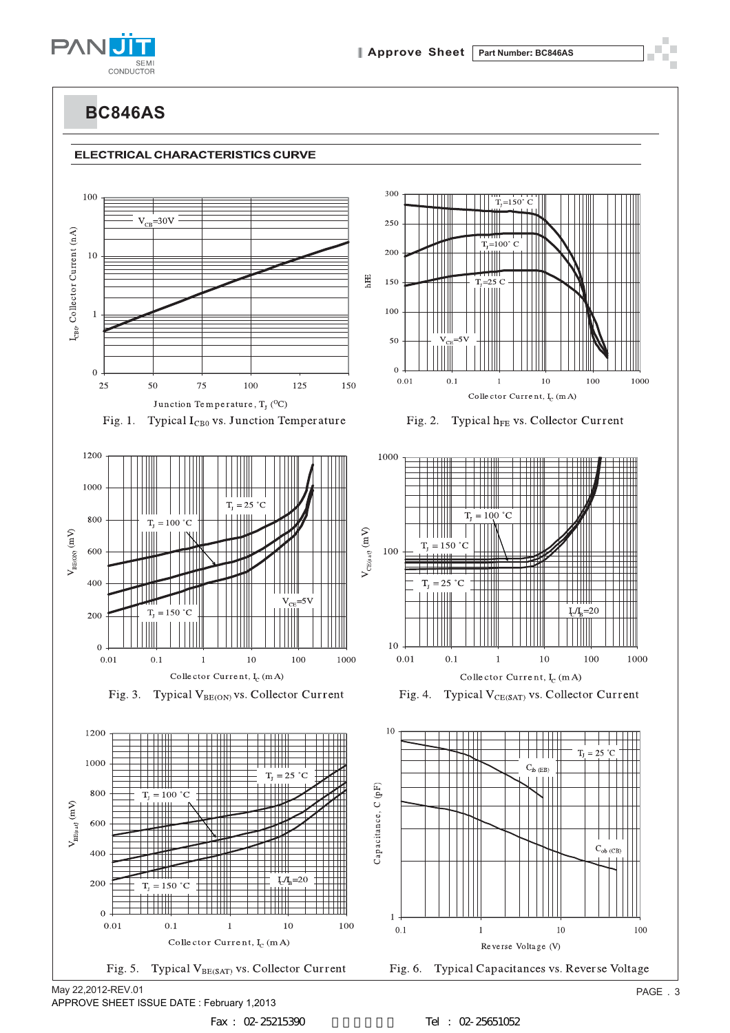# BC846AS

## ELECTRICAL CHARACTERISTICS CURVE

Fig. 1. Typical $I_{CBO}$ vs. Junction Temperature

Fig. 2. Typical $h_{FE}$ vs. Collector Current

Fig. 3. Typical $V_{BE(ON)}$ vs. Collector Current

Fig. 4. Typical $V_{CE(SAT)}$ vs. Collector Current

Fig. 5. Typical $V_{BE(SAT)}$ vs. Collector Current

Fig. 6. Typical Capacitances vs. Reverse Voltage

May 22,2012-REV.01

APPROVE SHEET ISSUE DATE : February 1,2013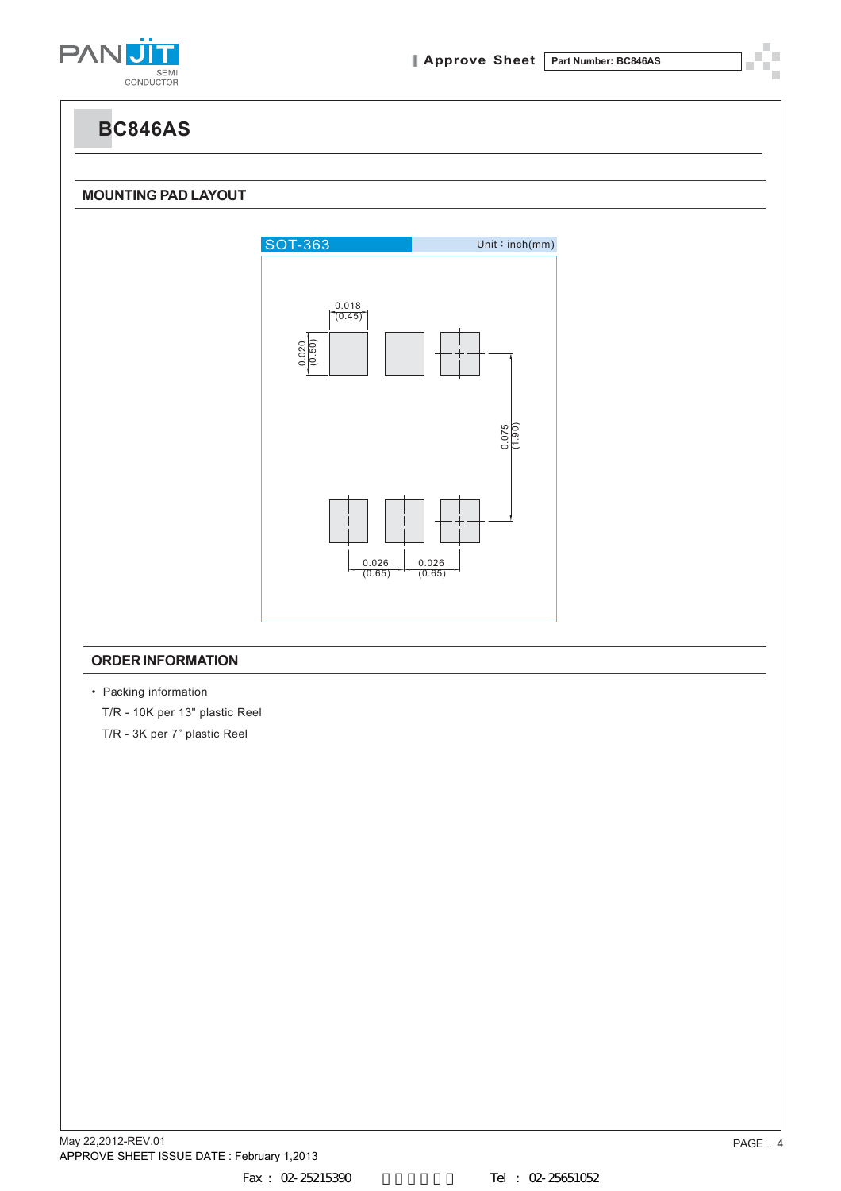# BC846AS

## MOUNTING PAD LAYOUT

SOT-363 Unit : inch(mm)

0.018 (0.45)

0.020 (0.50)

0.075 (1.90)

0.026 (0.65) 0.026 (0.65)

## ORDER INFORMATION

- Packing information

T/R - 10K per 13" plastic Reel

T/R - 3K per 7" plastic Reel

May 22,2012-REV.01

APPROVE SHEET ISSUE DATE : February 1,2013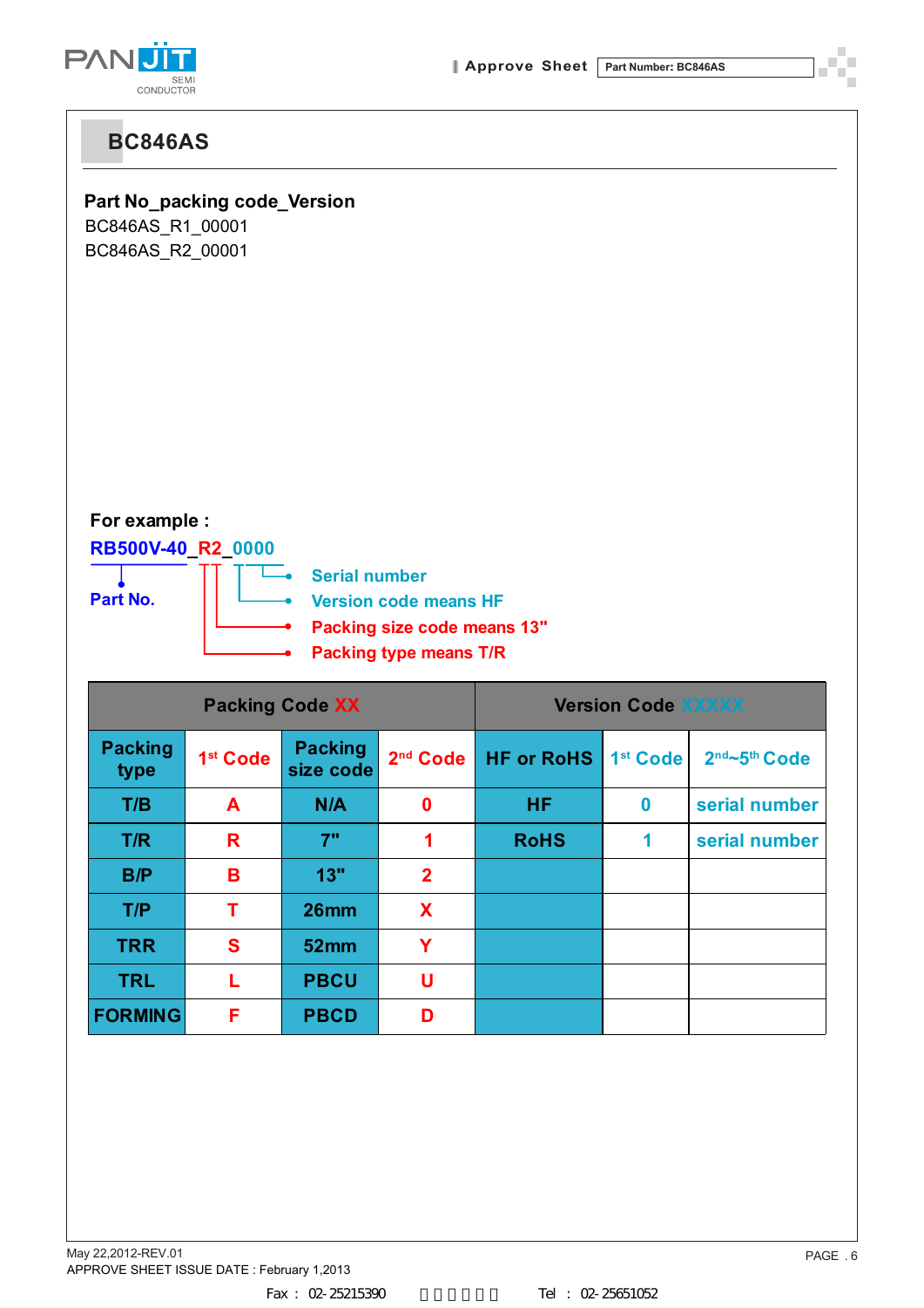# BC846AS

**Part No_packing code_Version**

BC846AS_R1_00001

BC846AS_R2_00001

**For example :**

**RB500V-40_R2_0000**

- **Part No.**
- **Serial number**
- **Version code means HF**
- **Packing size code means 13"**
- **Packing type means T/R**

| Packing Code XX | | | | Version Code XXXXX | | |
|---|---|---|---|---|---|---|
| Packing type | 1st Code | Packing size code | 2nd Code | HF or RoHS | 1st Code | 2nd~5th Code |
| T/B | A | N/A | 0 | HF | 0 | serial number |
| T/R | R | 7" | 1 | RoHS | 1 | serial number |
| B/P | B | 13" | 2 | | | |
| T/P | T | 26mm | X | | | |
| TRR | S | 52mm | Y | | | |
| TRL | L | PBCU | U | | | |
| FORMING | F | PBCD | D | | | |

May 22,2012-REV.01

APPROVE SHEET ISSUE DATE : February 1,2013

Fax : 02-25215390 Tel : 02-25651052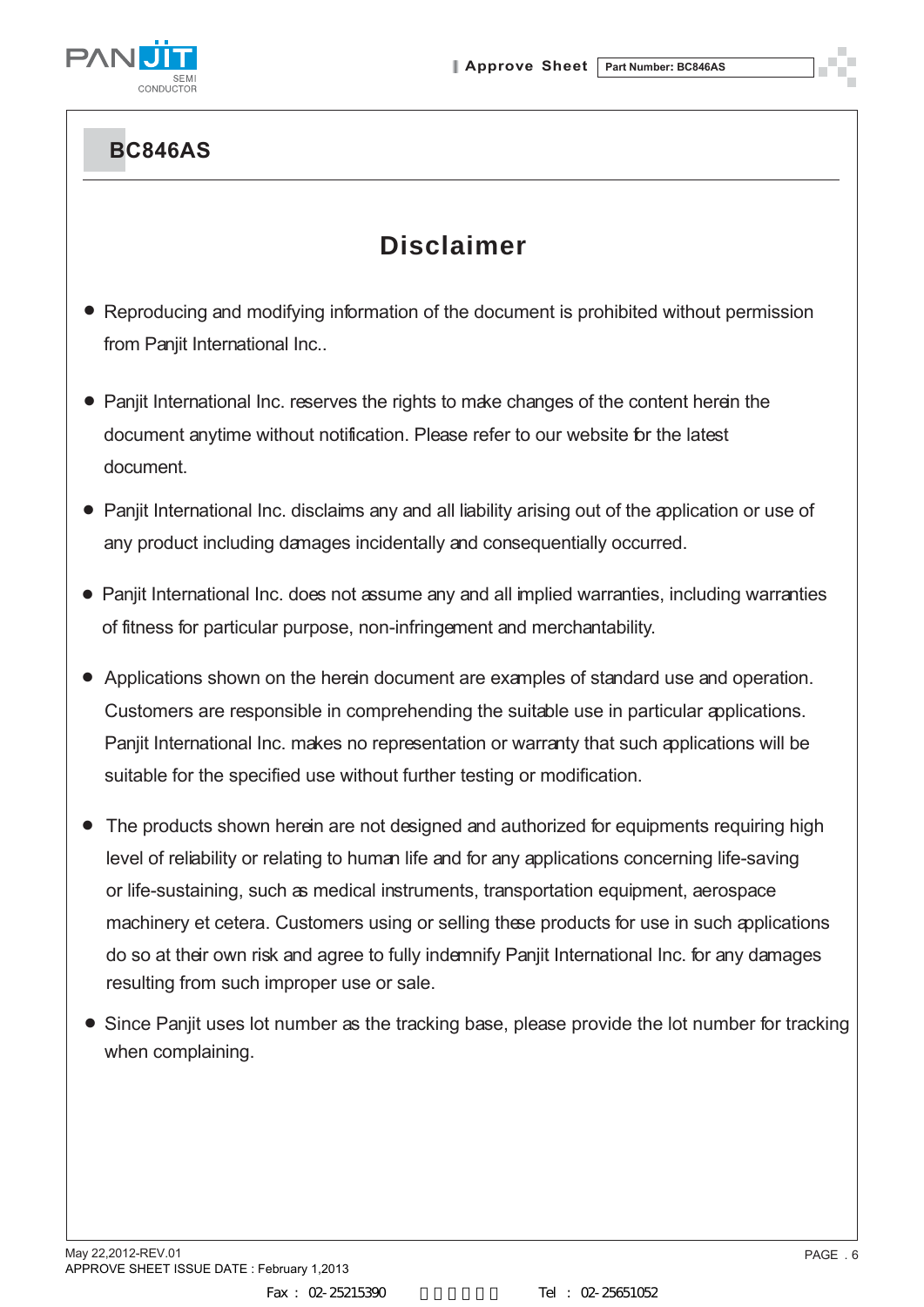## BC846AS

# Disclaimer

- Reproducing and modifying information of the document is prohibited without permission from Panjit International Inc..
- Panjit International Inc. reserves the rights to make changes of the content herein the document anytime without notification. Please refer to our website for the latest document.
- Panjit International Inc. disclaims any and all liability arising out of the application or use of any product including damages incidentally and consequentially occurred.
- Panjit International Inc. does not assume any and all implied warranties, including warranties of fitness for particular purpose, non-infringement and merchantability.
- Applications shown on the herein document are examples of standard use and operation. Customers are responsible in comprehending the suitable use in particular applications. Panjit International Inc. makes no representation or warranty that such applications will be suitable for the specified use without further testing or modification.
- The products shown herein are not designed and authorized for equipments requiring high level of reliability or relating to human life and for any applications concerning life-saving or life-sustaining, such as medical instruments, transportation equipment, aerospace machinery et cetera. Customers using or selling these products for use in such applications do so at their own risk and agree to fully indemnify Panjit International Inc. for any damages resulting from such improper use or sale.
- Since Panjit uses lot number as the tracking base, please provide the lot number for tracking when complaining.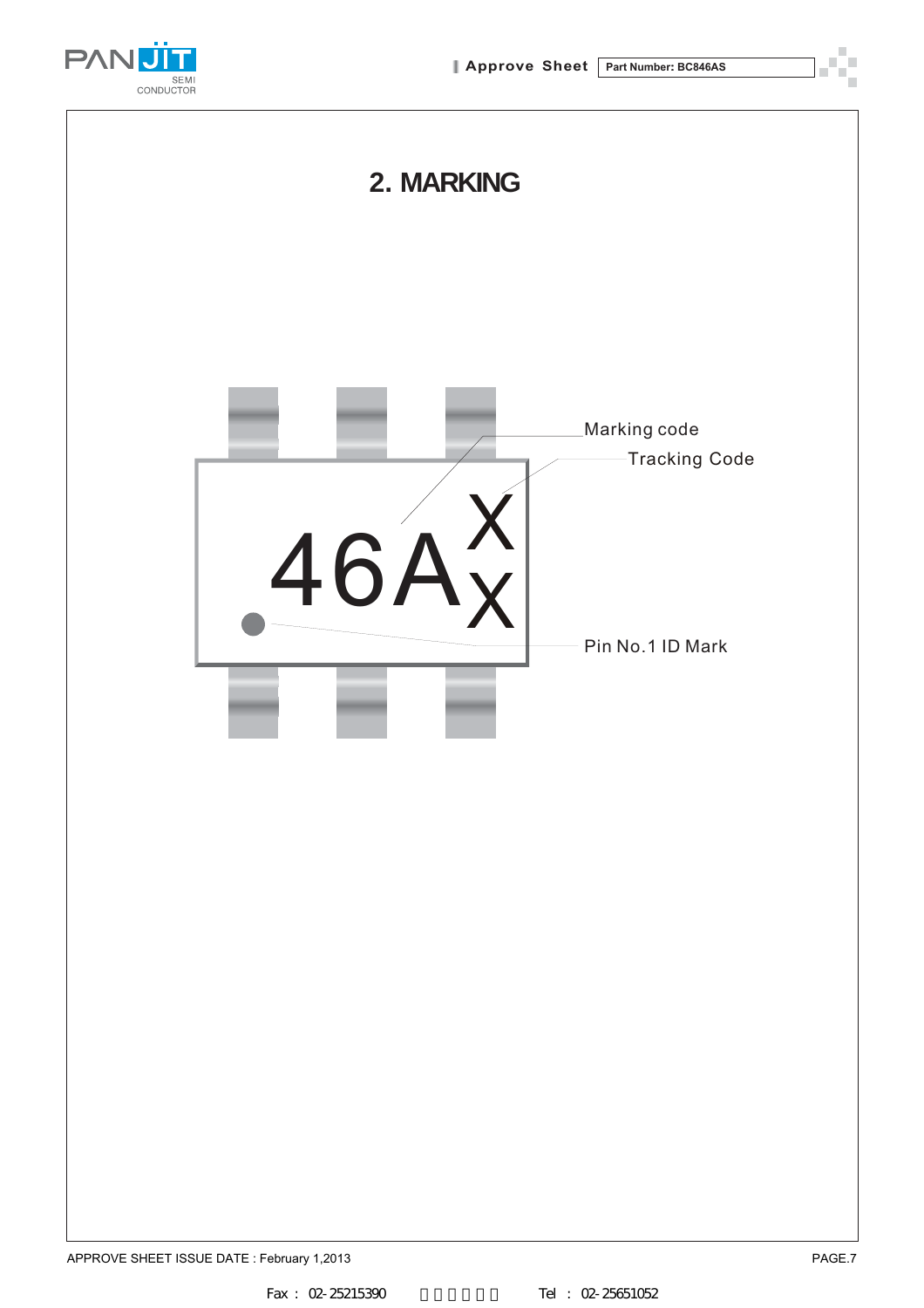## 2. MARKING

46A X X

Marking code

Tracking Code

Pin No.1 ID Mark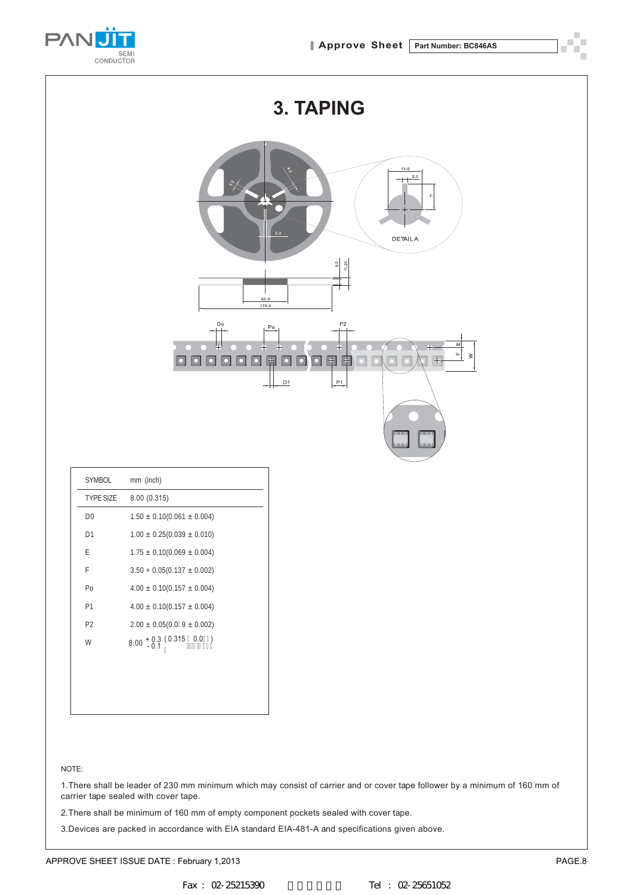# 3. TAPING

| SYMBOL | mm (inch) |
|---|---|
| TYPE SIZE | 8.00 (0.315) |
| D0 | 1.50 ± 0.10(0.061 ± 0.004) |
| D1 | 1.00 ± 0.25(0.039 ± 0.010) |
| E | 1.75 ± 0.10(0.069 ± 0.004) |
| F | 3.50 + 0.05(0.137 ± 0.002) |
| Po | 4.00 ± 0.10(0.157 ± 0.004) |
| P1 | 4.00 ± 0.10(0.157 ± 0.004) |
| P2 | 2.00 ± 0.05(0.0 9 ± 0.002) |
| W | $8.00\ ^{+0.3}_{-0.1}$ (0.315 0.0 ) |

NOTE:

1.There shall be leader of 230 mm minimum which may consist of carrier and or cover tape follower by a minimum of 160 mm of carrier tape sealed with cover tape.

2.There shall be minimum of 160 mm of empty component pockets sealed with cover tape.

3.Devices are packed in accordance with EIA standard EIA-481-A and specifications given above.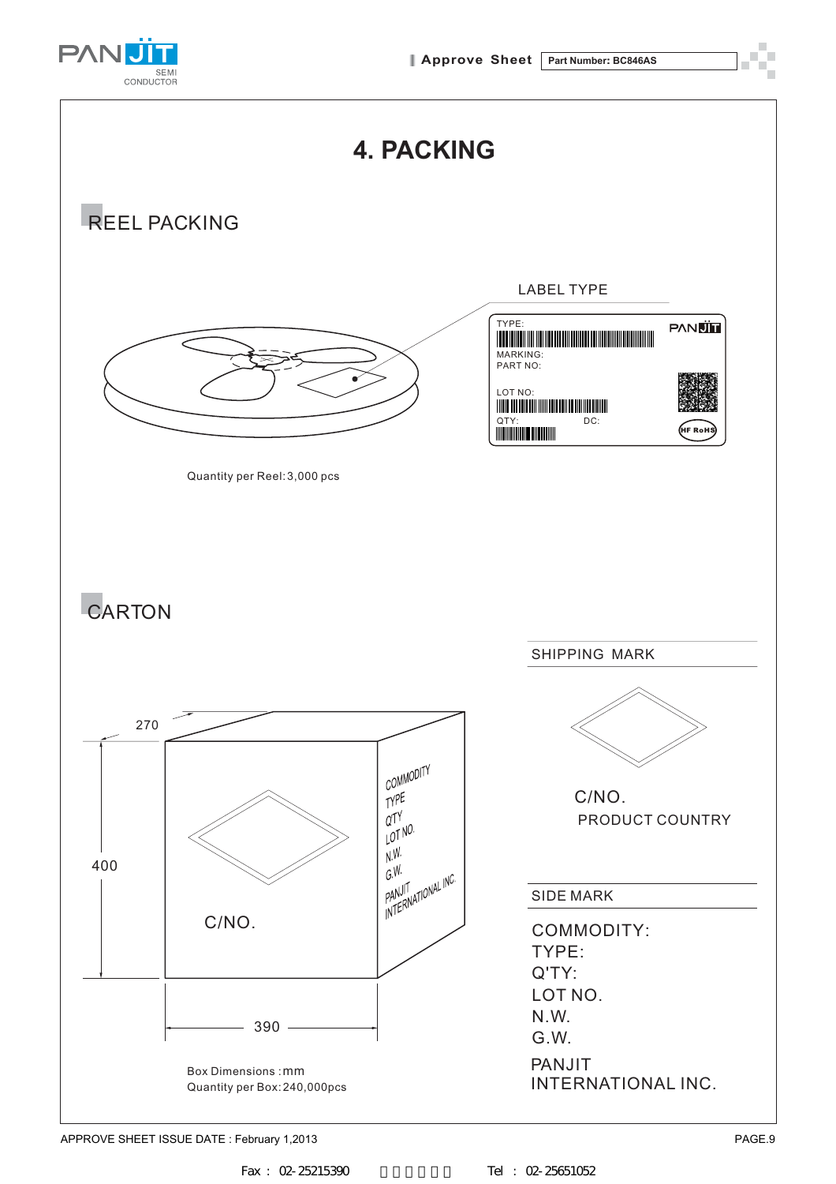# 4. PACKING

## REEL PACKING

LABEL TYPE

TYPE:

MARKING:

PART NO:

LOT NO:

QTY:

DC:

HF RoHS

Quantity per Reel: 3,000 pcs

## CARTON

270

400

390

C/NO.

COMMODITY
TYPE
Q'TY
LOT NO.
N.W.
G.W.
PANJIT
INTERNATIONAL INC.

Box Dimensions : mm

Quantity per Box: 240,000pcs

SHIPPING MARK

C/NO.

PRODUCT COUNTRY

SIDE MARK

COMMODITY:
TYPE:
Q'TY:
LOT NO.
N.W.
G.W.

PANJIT
INTERNATIONAL INC.

APPROVE SHEET ISSUE DATE : February 1,2013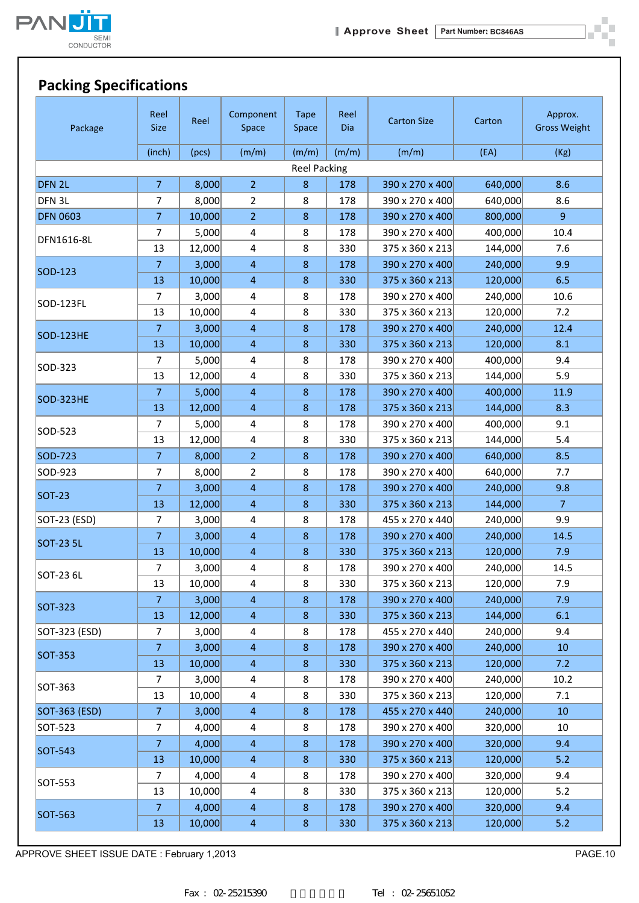## Packing Specifications

| Package | Reel Size | Reel | Component Space | Tape Space | Reel Dia | Carton Size | Carton | Approx. Gross Weight |
|---|---|---|---|---|---|---|---|---|
| | (inch) | (pcs) | (m/m) | (m/m) | (m/m) | (m/m) | (EA) | (Kg) |
| Reel Packing | | | | | | | | |
| DFN 2L | 7 | 8,000 | 2 | 8 | 178 | 390 x 270 x 400 | 640,000 | 8.6 |
| DFN 3L | 7 | 8,000 | 2 | 8 | 178 | 390 x 270 x 400 | 640,000 | 8.6 |
| DFN 0603 | 7 | 10,000 | 2 | 8 | 178 | 390 x 270 x 400 | 800,000 | 9 |
| DFN1616-8L | 7 | 5,000 | 4 | 8 | 178 | 390 x 270 x 400 | 400,000 | 10.4 |
| | 13 | 12,000 | 4 | 8 | 330 | 375 x 360 x 213 | 144,000 | 7.6 |
| SOD-123 | 7 | 3,000 | 4 | 8 | 178 | 390 x 270 x 400 | 240,000 | 9.9 |
| | 13 | 10,000 | 4 | 8 | 330 | 375 x 360 x 213 | 120,000 | 6.5 |
| SOD-123FL | 7 | 3,000 | 4 | 8 | 178 | 390 x 270 x 400 | 240,000 | 10.6 |
| | 13 | 10,000 | 4 | 8 | 330 | 375 x 360 x 213 | 120,000 | 7.2 |
| SOD-123HE | 7 | 3,000 | 4 | 8 | 178 | 390 x 270 x 400 | 240,000 | 12.4 |
| | 13 | 10,000 | 4 | 8 | 330 | 375 x 360 x 213 | 120,000 | 8.1 |
| SOD-323 | 7 | 5,000 | 4 | 8 | 178 | 390 x 270 x 400 | 400,000 | 9.4 |
| | 13 | 12,000 | 4 | 8 | 330 | 375 x 360 x 213 | 144,000 | 5.9 |
| SOD-323HE | 7 | 5,000 | 4 | 8 | 178 | 390 x 270 x 400 | 400,000 | 11.9 |
| | 13 | 12,000 | 4 | 8 | 178 | 375 x 360 x 213 | 144,000 | 8.3 |
| SOD-523 | 7 | 5,000 | 4 | 8 | 178 | 390 x 270 x 400 | 400,000 | 9.1 |
| | 13 | 12,000 | 4 | 8 | 330 | 375 x 360 x 213 | 144,000 | 5.4 |
| SOD-723 | 7 | 8,000 | 2 | 8 | 178 | 390 x 270 x 400 | 640,000 | 8.5 |
| SOD-923 | 7 | 8,000 | 2 | 8 | 178 | 390 x 270 x 400 | 640,000 | 7.7 |
| SOT-23 | 7 | 3,000 | 4 | 8 | 178 | 390 x 270 x 400 | 240,000 | 9.8 |
| | 13 | 12,000 | 4 | 8 | 330 | 375 x 360 x 213 | 144,000 | 7 |
| SOT-23 (ESD) | 7 | 3,000 | 4 | 8 | 178 | 455 x 270 x 440 | 240,000 | 9.9 |
| SOT-23 5L | 7 | 3,000 | 4 | 8 | 178 | 390 x 270 x 400 | 240,000 | 14.5 |
| | 13 | 10,000 | 4 | 8 | 330 | 375 x 360 x 213 | 120,000 | 7.9 |
| SOT-23 6L | 7 | 3,000 | 4 | 8 | 178 | 390 x 270 x 400 | 240,000 | 14.5 |
| | 13 | 10,000 | 4 | 8 | 330 | 375 x 360 x 213 | 120,000 | 7.9 |
| SOT-323 | 7 | 3,000 | 4 | 8 | 178 | 390 x 270 x 400 | 240,000 | 7.9 |
| | 13 | 12,000 | 4 | 8 | 330 | 375 x 360 x 213 | 144,000 | 6.1 |
| SOT-323 (ESD) | 7 | 3,000 | 4 | 8 | 178 | 455 x 270 x 440 | 240,000 | 9.4 |
| SOT-353 | 7 | 3,000 | 4 | 8 | 178 | 390 x 270 x 400 | 240,000 | 10 |
| | 13 | 10,000 | 4 | 8 | 330 | 375 x 360 x 213 | 120,000 | 7.2 |
| SOT-363 | 7 | 3,000 | 4 | 8 | 178 | 390 x 270 x 400 | 240,000 | 10.2 |
| | 13 | 10,000 | 4 | 8 | 330 | 375 x 360 x 213 | 120,000 | 7.1 |
| SOT-363 (ESD) | 7 | 3,000 | 4 | 8 | 178 | 455 x 270 x 440 | 240,000 | 10 |
| SOT-523 | 7 | 4,000 | 4 | 8 | 178 | 390 x 270 x 400 | 320,000 | 10 |
| SOT-543 | 7 | 4,000 | 4 | 8 | 178 | 390 x 270 x 400 | 320,000 | 9.4 |
| | 13 | 10,000 | 4 | 8 | 330 | 375 x 360 x 213 | 120,000 | 5.2 |
| SOT-553 | 7 | 4,000 | 4 | 8 | 178 | 390 x 270 x 400 | 320,000 | 9.4 |
| | 13 | 10,000 | 4 | 8 | 330 | 375 x 360 x 213 | 120,000 | 5.2 |
| SOT-563 | 7 | 4,000 | 4 | 8 | 178 | 390 x 270 x 400 | 320,000 | 9.4 |
| | 13 | 10,000 | 4 | 8 | 330 | 375 x 360 x 213 | 120,000 | 5.2 |

APPROVE SHEET ISSUE DATE : February 1,2013

Fax : 02-25215390 Tel : 02-25651052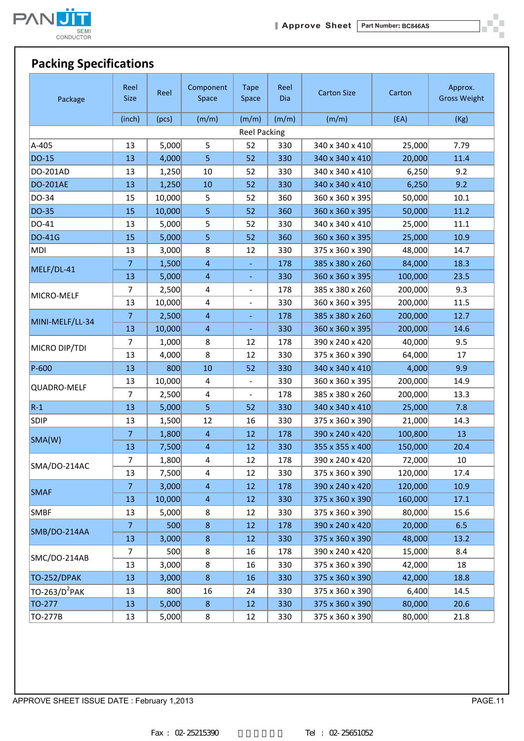## Packing Specifications

| Package | Reel Size | Reel | Component Space | Tape Space | Reel Dia | Carton Size | Carton | Approx. Gross Weight |
|---|---|---|---|---|---|---|---|---|
| | (inch) | (pcs) | (m/m) | (m/m) | (m/m) | (m/m) | (EA) | (Kg) |
| Reel Packing | | | | | | | | |
| A-405 | 13 | 5,000 | 5 | 52 | 330 | 340 x 340 x 410 | 25,000 | 7.79 |
| DO-15 | 13 | 4,000 | 5 | 52 | 330 | 340 x 340 x 410 | 20,000 | 11.4 |
| DO-201AD | 13 | 1,250 | 10 | 52 | 330 | 340 x 340 x 410 | 6,250 | 9.2 |
| DO-201AE | 13 | 1,250 | 10 | 52 | 330 | 340 x 340 x 410 | 6,250 | 9.2 |
| DO-34 | 15 | 10,000 | 5 | 52 | 360 | 360 x 360 x 395 | 50,000 | 10.1 |
| DO-35 | 15 | 10,000 | 5 | 52 | 360 | 360 x 360 x 395 | 50,000 | 11.2 |
| DO-41 | 13 | 5,000 | 5 | 52 | 330 | 340 x 340 x 410 | 25,000 | 11.1 |
| DO-41G | 15 | 5,000 | 5 | 52 | 360 | 360 x 360 x 395 | 25,000 | 10.9 |
| MDI | 13 | 3,000 | 8 | 12 | 330 | 375 x 360 x 390 | 48,000 | 14.7 |
| MELF/DL-41 | 7 | 1,500 | 4 | - | 178 | 385 x 380 x 260 | 84,000 | 18.3 |
| | 13 | 5,000 | 4 | - | 330 | 360 x 360 x 395 | 100,000 | 23.5 |
| MICRO-MELF | 7 | 2,500 | 4 | - | 178 | 385 x 380 x 260 | 200,000 | 9.3 |
| | 13 | 10,000 | 4 | - | 330 | 360 x 360 x 395 | 200,000 | 11.5 |
| MINI-MELF/LL-34 | 7 | 2,500 | 4 | - | 178 | 385 x 380 x 260 | 200,000 | 12.7 |
| | 13 | 10,000 | 4 | - | 330 | 360 x 360 x 395 | 200,000 | 14.6 |
| MICRO DIP/TDI | 7 | 1,000 | 8 | 12 | 178 | 390 x 240 x 420 | 40,000 | 9.5 |
| | 13 | 4,000 | 8 | 12 | 330 | 375 x 360 x 390 | 64,000 | 17 |
| P-600 | 13 | 800 | 10 | 52 | 330 | 340 x 340 x 410 | 4,000 | 9.9 |
| QUADRO-MELF | 13 | 10,000 | 4 | - | 330 | 360 x 360 x 395 | 200,000 | 14.9 |
| | 7 | 2,500 | 4 | - | 178 | 385 x 380 x 260 | 200,000 | 13.3 |
| R-1 | 13 | 5,000 | 5 | 52 | 330 | 340 x 340 x 410 | 25,000 | 7.8 |
| SDIP | 13 | 1,500 | 12 | 16 | 330 | 375 x 360 x 390 | 21,000 | 14.3 |
| SMA(W) | 7 | 1,800 | 4 | 12 | 178 | 390 x 240 x 420 | 100,800 | 13 |
| | 13 | 7,500 | 4 | 12 | 330 | 355 x 355 x 400 | 150,000 | 20.4 |
| SMA/DO-214AC | 7 | 1,800 | 4 | 12 | 178 | 390 x 240 x 420 | 72,000 | 10 |
| | 13 | 7,500 | 4 | 12 | 330 | 375 x 360 x 390 | 120,000 | 17.4 |
| SMAF | 7 | 3,000 | 4 | 12 | 178 | 390 x 240 x 420 | 120,000 | 10.9 |
| | 13 | 10,000 | 4 | 12 | 330 | 375 x 360 x 390 | 160,000 | 17.1 |
| SMBF | 13 | 5,000 | 8 | 12 | 330 | 375 x 360 x 390 | 80,000 | 15.6 |
| SMB/DO-214AA | 7 | 500 | 8 | 12 | 178 | 390 x 240 x 420 | 20,000 | 6.5 |
| | 13 | 3,000 | 8 | 12 | 330 | 375 x 360 x 390 | 48,000 | 13.2 |
| SMC/DO-214AB | 7 | 500 | 8 | 16 | 178 | 390 x 240 x 420 | 15,000 | 8.4 |
| | 13 | 3,000 | 8 | 16 | 330 | 375 x 360 x 390 | 42,000 | 18 |
| TO-252/DPAK | 13 | 3,000 | 8 | 16 | 330 | 375 x 360 x 390 | 42,000 | 18.8 |
| TO-263/D$^2$PAK | 13 | 800 | 16 | 24 | 330 | 375 x 360 x 390 | 6,400 | 14.5 |
| TO-277 | 13 | 5,000 | 8 | 12 | 330 | 375 x 360 x 390 | 80,000 | 20.6 |
| TO-277B | 13 | 5,000 | 8 | 12 | 330 | 375 x 360 x 390 | 80,000 | 21.8 |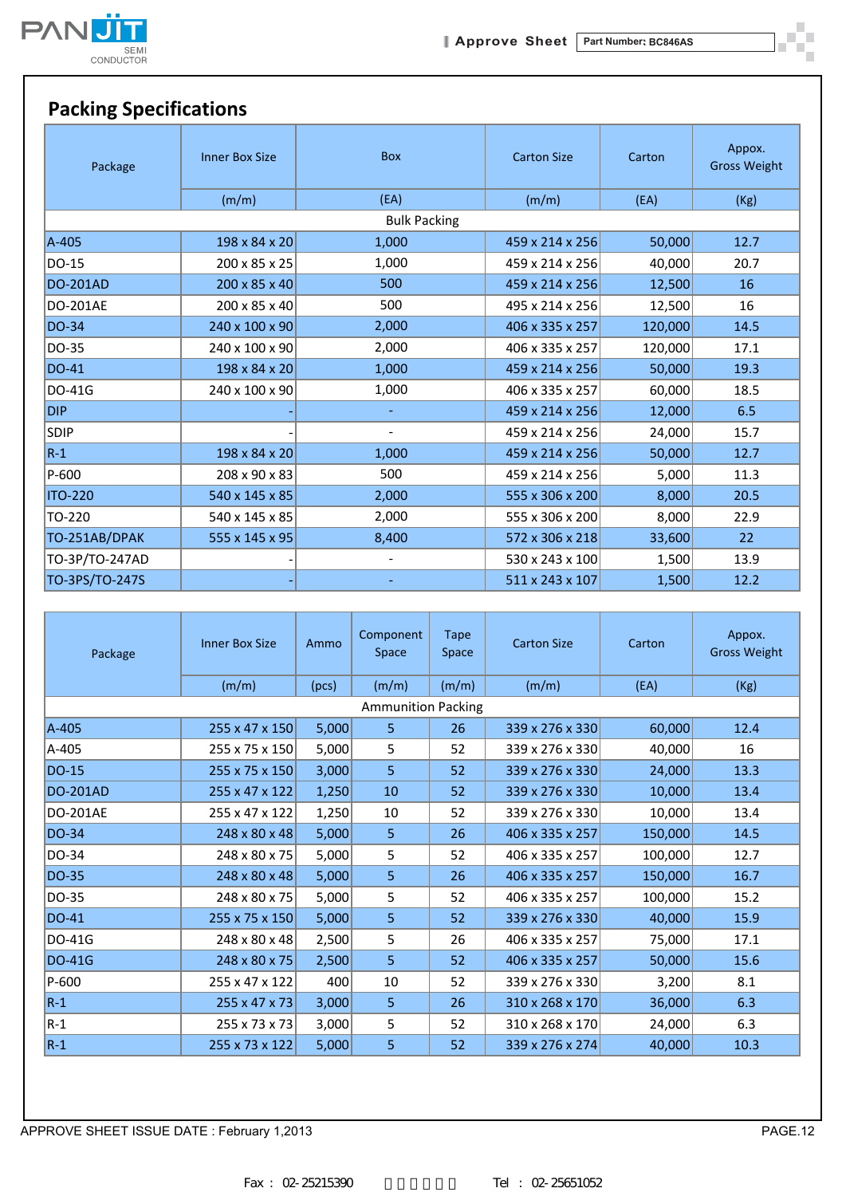## Packing Specifications

| Package | Inner Box Size | Box | Carton Size | Carton | Appox. Gross Weight |
|---|---|---|---|---|---|
| | (m/m) | (EA) | (m/m) | (EA) | (Kg) |
| Bulk Packing | | | | | |
| A-405 | 198 x 84 x 20 | 1,000 | 459 x 214 x 256 | 50,000 | 12.7 |
| DO-15 | 200 x 85 x 25 | 1,000 | 459 x 214 x 256 | 40,000 | 20.7 |
| DO-201AD | 200 x 85 x 40 | 500 | 459 x 214 x 256 | 12,500 | 16 |
| DO-201AE | 200 x 85 x 40 | 500 | 495 x 214 x 256 | 12,500 | 16 |
| DO-34 | 240 x 100 x 90 | 2,000 | 406 x 335 x 257 | 120,000 | 14.5 |
| DO-35 | 240 x 100 x 90 | 2,000 | 406 x 335 x 257 | 120,000 | 17.1 |
| DO-41 | 198 x 84 x 20 | 1,000 | 459 x 214 x 256 | 50,000 | 19.3 |
| DO-41G | 240 x 100 x 90 | 1,000 | 406 x 335 x 257 | 60,000 | 18.5 |
| DIP | - | - | 459 x 214 x 256 | 12,000 | 6.5 |
| SDIP | - | - | 459 x 214 x 256 | 24,000 | 15.7 |
| R-1 | 198 x 84 x 20 | 1,000 | 459 x 214 x 256 | 50,000 | 12.7 |
| P-600 | 208 x 90 x 83 | 500 | 459 x 214 x 256 | 5,000 | 11.3 |
| ITO-220 | 540 x 145 x 85 | 2,000 | 555 x 306 x 200 | 8,000 | 20.5 |
| TO-220 | 540 x 145 x 85 | 2,000 | 555 x 306 x 200 | 8,000 | 22.9 |
| TO-251AB/DPAK | 555 x 145 x 95 | 8,400 | 572 x 306 x 218 | 33,600 | 22 |
| TO-3P/TO-247AD | - | - | 530 x 243 x 100 | 1,500 | 13.9 |
| TO-3PS/TO-247S | - | - | 511 x 243 x 107 | 1,500 | 12.2 |

| Package | Inner Box Size | Ammo | Component Space | Tape Space | Carton Size | Carton | Appox. Gross Weight |
|---|---|---|---|---|---|---|---|
| | (m/m) | (pcs) | (m/m) | (m/m) | (m/m) | (EA) | (Kg) |
| Ammunition Packing | | | | | | | |
| A-405 | 255 x 47 x 150 | 5,000 | 5 | 26 | 339 x 276 x 330 | 60,000 | 12.4 |
| A-405 | 255 x 75 x 150 | 5,000 | 5 | 52 | 339 x 276 x 330 | 40,000 | 16 |
| DO-15 | 255 x 75 x 150 | 3,000 | 5 | 52 | 339 x 276 x 330 | 24,000 | 13.3 |
| DO-201AD | 255 x 47 x 122 | 1,250 | 10 | 52 | 339 x 276 x 330 | 10,000 | 13.4 |
| DO-201AE | 255 x 47 x 122 | 1,250 | 10 | 52 | 339 x 276 x 330 | 10,000 | 13.4 |
| DO-34 | 248 x 80 x 48 | 5,000 | 5 | 26 | 406 x 335 x 257 | 150,000 | 14.5 |
| DO-34 | 248 x 80 x 75 | 5,000 | 5 | 52 | 406 x 335 x 257 | 100,000 | 12.7 |
| DO-35 | 248 x 80 x 48 | 5,000 | 5 | 26 | 406 x 335 x 257 | 150,000 | 16.7 |
| DO-35 | 248 x 80 x 75 | 5,000 | 5 | 52 | 406 x 335 x 257 | 100,000 | 15.2 |
| DO-41 | 255 x 75 x 150 | 5,000 | 5 | 52 | 339 x 276 x 330 | 40,000 | 15.9 |
| DO-41G | 248 x 80 x 48 | 2,500 | 5 | 26 | 406 x 335 x 257 | 75,000 | 17.1 |
| DO-41G | 248 x 80 x 75 | 2,500 | 5 | 52 | 406 x 335 x 257 | 50,000 | 15.6 |
| P-600 | 255 x 47 x 122 | 400 | 10 | 52 | 339 x 276 x 330 | 3,200 | 8.1 |
| R-1 | 255 x 47 x 73 | 3,000 | 5 | 26 | 310 x 268 x 170 | 36,000 | 6.3 |
| R-1 | 255 x 73 x 73 | 3,000 | 5 | 52 | 310 x 268 x 170 | 24,000 | 6.3 |
| R-1 | 255 x 73 x 122 | 5,000 | 5 | 52 | 339 x 276 x 274 | 40,000 | 10.3 |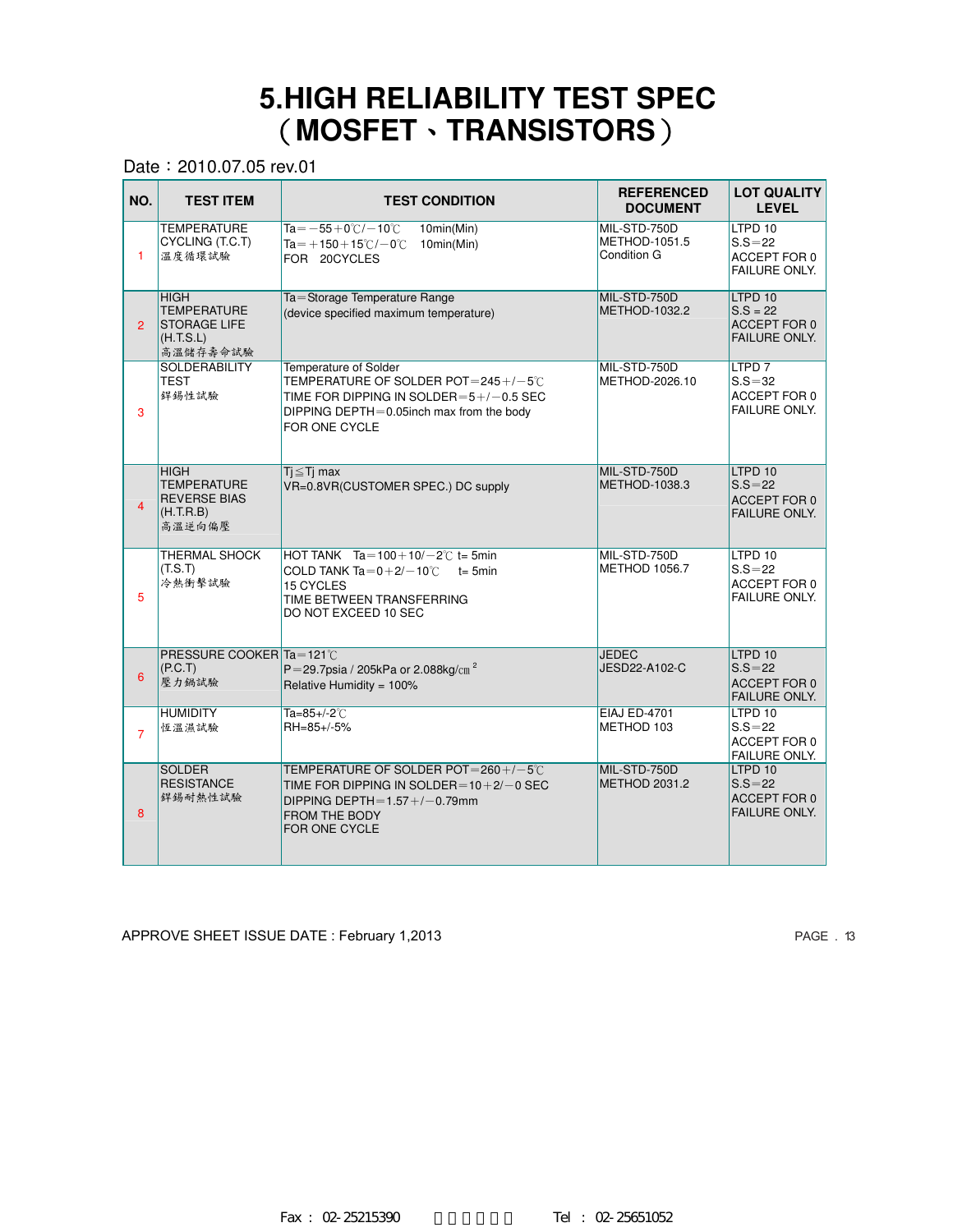# 5.HIGH RELIABILITY TEST SPEC
# （MOSFET、TRANSISTORS）

Date：2010.07.05 rev.01

| NO. | TEST ITEM | TEST CONDITION | REFERENCED DOCUMENT | LOT QUALITY LEVEL |
|---|---|---|---|---|
| 1 | TEMPERATURE CYCLING (T.C.T)<br>溫度循環試驗 | Ta＝－55＋0℃/－10℃　10min(Min)<br>Ta＝＋150＋15℃/－0℃　10min(Min)<br>FOR　20CYCLES | MIL-STD-750D<br>METHOD-1051.5<br>Condition G | LTPD 10<br>S.S＝22<br>ACCEPT FOR 0 FAILURE ONLY. |
| 2 | HIGH TEMPERATURE STORAGE LIFE (H.T.S.L)<br>高溫儲存壽命試驗 | Ta＝Storage Temperature Range<br>(device specified maximum temperature) | MIL-STD-750D<br>METHOD-1032.2 | LTPD 10<br>S.S = 22<br>ACCEPT FOR 0 FAILURE ONLY. |
| 3 | SOLDERABILITY TEST<br>銲錫性試驗 | Temperature of Solder<br>TEMPERATURE OF SOLDER POT＝245＋/－5℃<br>TIME FOR DIPPING IN SOLDER＝5＋/－0.5 SEC<br>DIPPING DEPTH＝0.05inch max from the body<br>FOR ONE CYCLE | MIL-STD-750D<br>METHOD-2026.10 | LTPD 7<br>S.S＝32<br>ACCEPT FOR 0 FAILURE ONLY. |
| 4 | HIGH TEMPERATURE REVERSE BIAS (H.T.R.B)<br>高溫逆向偏壓 | Tj≦Tj max<br>VR=0.8VR(CUSTOMER SPEC.) DC supply | MIL-STD-750D<br>METHOD-1038.3 | LTPD 10<br>S.S＝22<br>ACCEPT FOR 0 FAILURE ONLY. |
| 5 | THERMAL SHOCK (T.S.T)<br>冷熱衝擊試驗 | HOT TANK　Ta＝100＋10/－2℃ t= 5min<br>COLD TANK Ta＝0＋2/－10℃　t= 5min<br>15 CYCLES<br>TIME BETWEEN TRANSFERRING DO NOT EXCEED 10 SEC | MIL-STD-750D<br>METHOD 1056.7 | LTPD 10<br>S.S＝22<br>ACCEPT FOR 0 FAILURE ONLY. |
| 6 | PRESSURE COOKER (P.C.T)<br>壓力鍋試驗 | Ta＝121℃<br>P＝29.7psia / 205kPa or 2.088kg/$cm^2$<br>Relative Humidity = 100% | JEDEC<br>JESD22-A102-C | LTPD 10<br>S.S＝22<br>ACCEPT FOR 0 FAILURE ONLY. |
| 7 | HUMIDITY<br>恆溫濕試驗 | Ta=85+/-2℃<br>RH=85+/-5% | EIAJ ED-4701<br>METHOD 103 | LTPD 10<br>S.S＝22<br>ACCEPT FOR 0 FAILURE ONLY. |
| 8 | SOLDER RESISTANCE<br>銲錫耐熱性試驗 | TEMPERATURE OF SOLDER POT＝260＋/－5℃<br>TIME FOR DIPPING IN SOLDER＝10＋2/－0 SEC<br>DIPPING DEPTH＝1.57＋/－0.79mm FROM THE BODY<br>FOR ONE CYCLE | MIL-STD-750D<br>METHOD 2031.2 | LTPD 10<br>S.S＝22<br>ACCEPT FOR 0 FAILURE ONLY. |

APPROVE SHEET ISSUE DATE : February 1,2013

Fax : 02-25215390　　Tel : 02-25651052